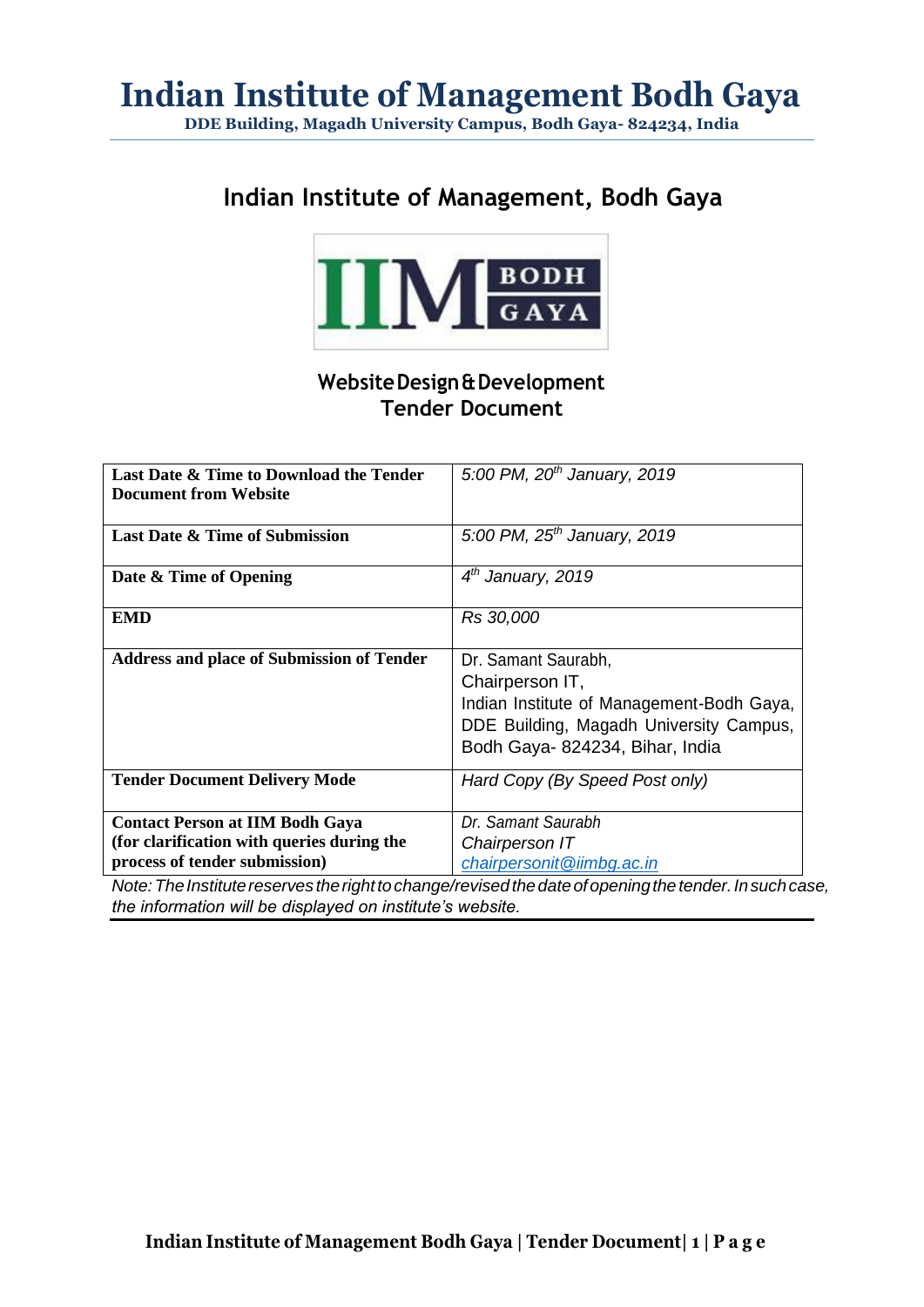# Indian Institute of Management Bodh Gaya

**DDE Building, Magadh University Campus, Bodh Gaya- 824234, India**

## Indian Institute of Management, Bodh Gaya

### Website Design & Development
### Tender Document

| **Last Date & Time to Download the Tender Document from Website** | *5:00 PM, 20th January, 2019* |
|---|---|
| **Last Date & Time of Submission** | *5:00 PM, 25th January, 2019* |
| **Date & Time of Opening** | *4th January, 2019* |
| **EMD** | *Rs 30,000* |
| **Address and place of Submission of Tender** | Dr. Samant Saurabh, Chairperson IT, Indian Institute of Management-Bodh Gaya, DDE Building, Magadh University Campus, Bodh Gaya- 824234, Bihar, India |
| **Tender Document Delivery Mode** | *Hard Copy (By Speed Post only)* |
| **Contact Person at IIM Bodh Gaya (for clarification with queries during the process of tender submission)** | *Dr. Samant Saurabh Chairperson IT chairpersonit@iimbg.ac.in* |

*Note: The Institute reserves the right to change/revised the date of opening the tender. In such case, the information will be displayed on institute's website.*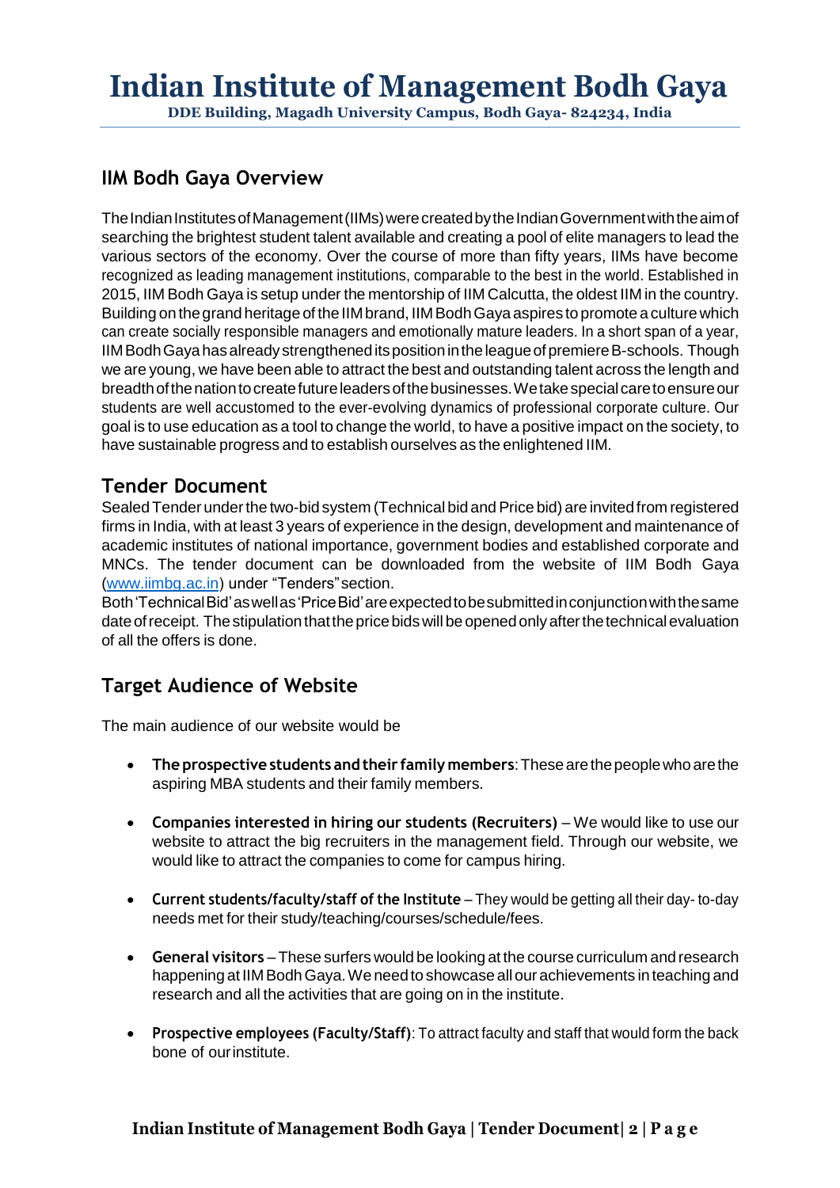# Indian Institute of Management Bodh Gaya

**DDE Building, Magadh University Campus, Bodh Gaya- 824234, India**

## IIM Bodh Gaya Overview

The Indian Institutes of Management (IIMs) were created by the Indian Government with the aim of searching the brightest student talent available and creating a pool of elite managers to lead the various sectors of the economy. Over the course of more than fifty years, IIMs have become recognized as leading management institutions, comparable to the best in the world. Established in 2015, IIM Bodh Gaya is setup under the mentorship of IIM Calcutta, the oldest IIM in the country. Building on the grand heritage of the IIM brand, IIM Bodh Gaya aspires to promote a culture which can create socially responsible managers and emotionally mature leaders. In a short span of a year, IIM Bodh Gaya has already strengthened its position in the league of premiere B-schools. Though we are young, we have been able to attract the best and outstanding talent across the length and breadth of the nation to create future leaders of the businesses. We take special care to ensure our students are well accustomed to the ever-evolving dynamics of professional corporate culture. Our goal is to use education as a tool to change the world, to have a positive impact on the society, to have sustainable progress and to establish ourselves as the enlightened IIM.

## Tender Document

Sealed Tender under the two-bid system (Technical bid and Price bid) are invited from registered firms in India, with at least 3 years of experience in the design, development and maintenance of academic institutes of national importance, government bodies and established corporate and MNCs. The tender document can be downloaded from the website of IIM Bodh Gaya ([www.iimbg.ac.in](http://www.iimbg.ac.in)) under "Tenders" section.

Both 'Technical Bid' as well as 'Price Bid' are expected to be submitted in conjunction with the same date of receipt. The stipulation that the price bids will be opened only after the technical evaluation of all the offers is done.

## Target Audience of Website

The main audience of our website would be

- **The prospective students and their family members**: These are the people who are the aspiring MBA students and their family members.
- **Companies interested in hiring our students (Recruiters)** – We would like to use our website to attract the big recruiters in the management field. Through our website, we would like to attract the companies to come for campus hiring.
- **Current students/faculty/staff of the Institute** – They would be getting all their day- to-day needs met for their study/teaching/courses/schedule/fees.
- **General visitors** – These surfers would be looking at the course curriculum and research happening at IIM Bodh Gaya. We need to showcase all our achievements in teaching and research and all the activities that are going on in the institute.
- **Prospective employees (Faculty/Staff)**: To attract faculty and staff that would form the back bone of our institute.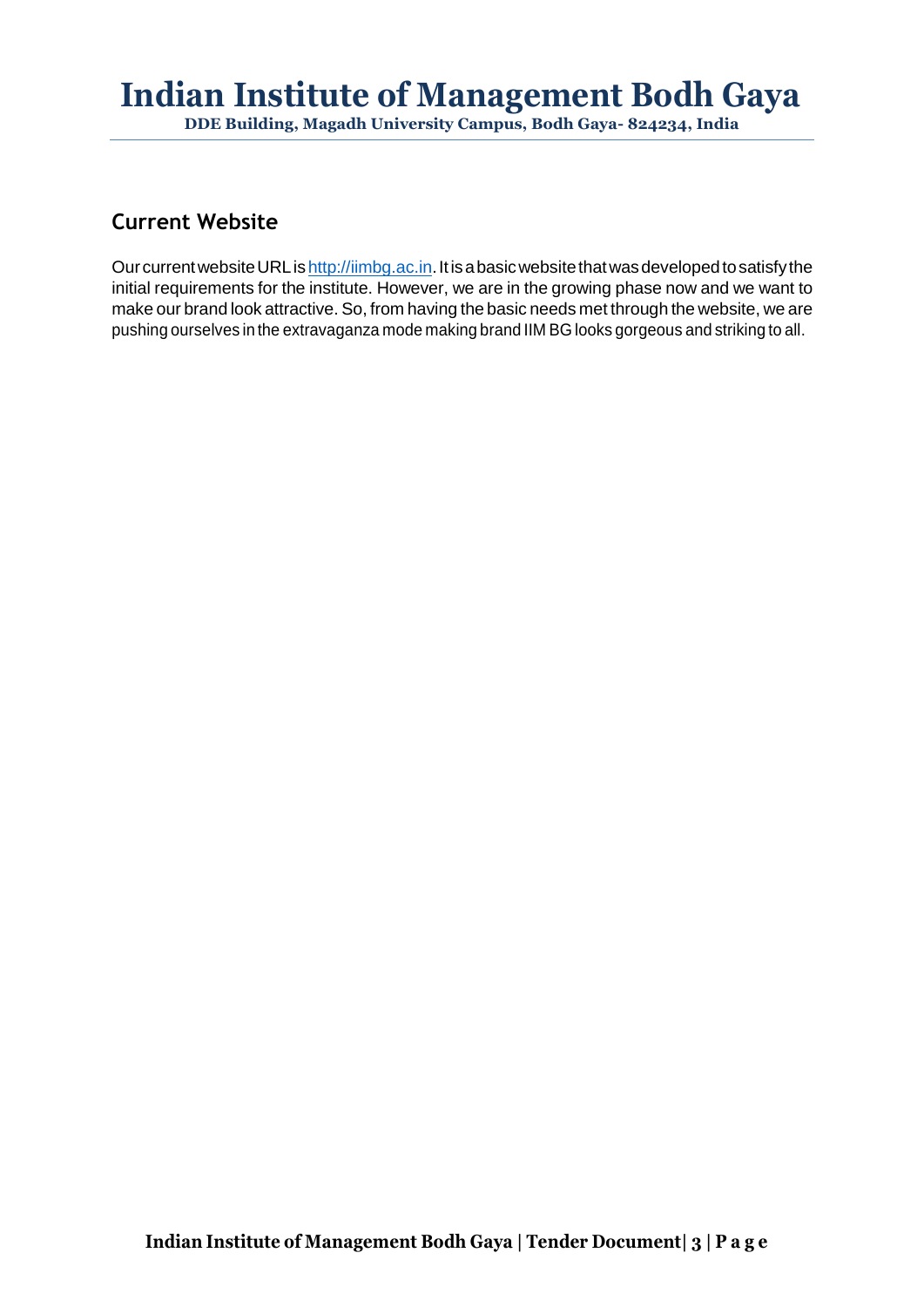## Current Website

Our current website URL is [http://iimbg.ac.in](http://iimbg.ac.in). It is a basic website that was developed to satisfy the initial requirements for the institute. However, we are in the growing phase now and we want to make our brand look attractive. So, from having the basic needs met through the website, we are pushing ourselves in the extravaganza mode making brand IIM BG looks gorgeous and striking to all.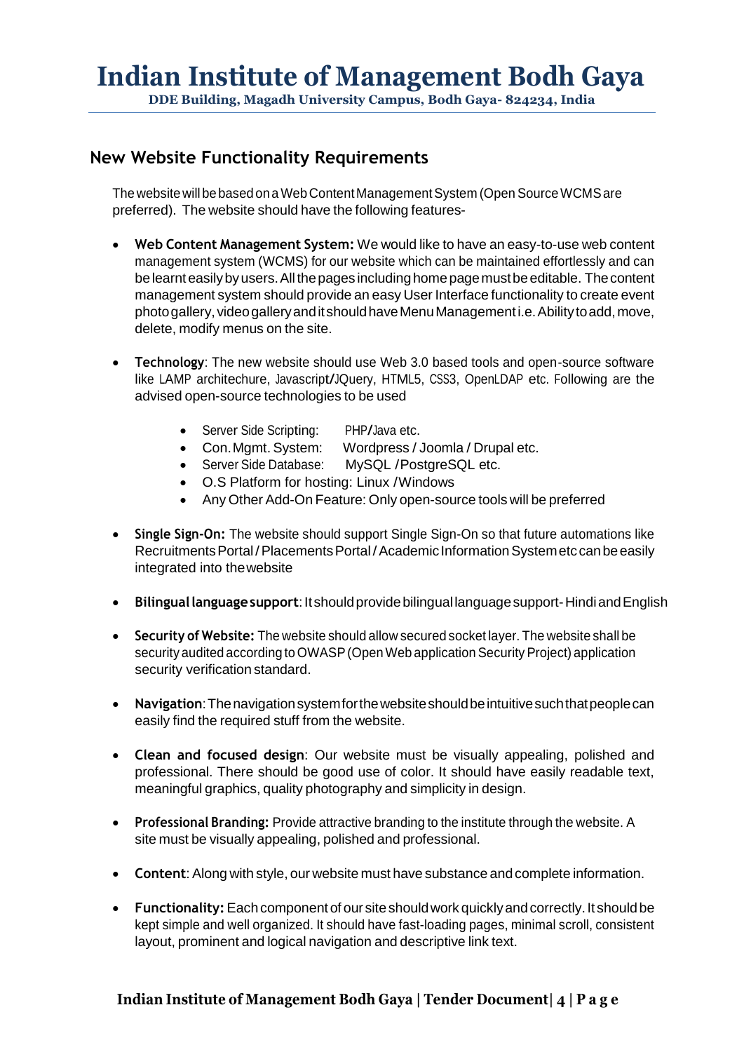# Indian Institute of Management Bodh Gaya

**DDE Building, Magadh University Campus, Bodh Gaya- 824234, India**

## New Website Functionality Requirements

The website will be based on a Web Content Management System (Open Source WCMS are preferred). The website should have the following features-

- **Web Content Management System:** We would like to have an easy-to-use web content management system (WCMS) for our website which can be maintained effortlessly and can be learnt easily by users. All the pages including home page must be editable. The content management system should provide an easy User Interface functionality to create event photo gallery, video gallery and it should have Menu Management i.e. Ability to add, move, delete, modify menus on the site.

- **Technology**: The new website should use Web 3.0 based tools and open-source software like LAMP architechure, Javascript/JQuery, HTML5, CSS3, OpenLDAP etc. Following are the advised open-source technologies to be used
  - Server Side Scripting: PHP/Java etc.
  - Con. Mgmt. System: Wordpress / Joomla / Drupal etc.
  - Server Side Database: MySQL /PostgreSQL etc.
  - O.S Platform for hosting: Linux /Windows
  - Any Other Add-On Feature: Only open-source tools will be preferred

- **Single Sign-On:** The website should support Single Sign-On so that future automations like Recruitments Portal / Placements Portal / Academic Information System etc can be easily integrated into the website

- **Bilingual language support**: It should provide bilingual language support- Hindi and English

- **Security of Website:** The website should allow secured socket layer. The website shall be security audited according to OWASP (Open Web application Security Project) application security verification standard.

- **Navigation**: The navigation system for the website should be intuitive such that people can easily find the required stuff from the website.

- **Clean and focused design**: Our website must be visually appealing, polished and professional. There should be good use of color. It should have easily readable text, meaningful graphics, quality photography and simplicity in design.

- **Professional Branding:** Provide attractive branding to the institute through the website. A site must be visually appealing, polished and professional.

- **Content**: Along with style, our website must have substance and complete information.

- **Functionality:** Each component of our site should work quickly and correctly. It should be kept simple and well organized. It should have fast-loading pages, minimal scroll, consistent layout, prominent and logical navigation and descriptive link text.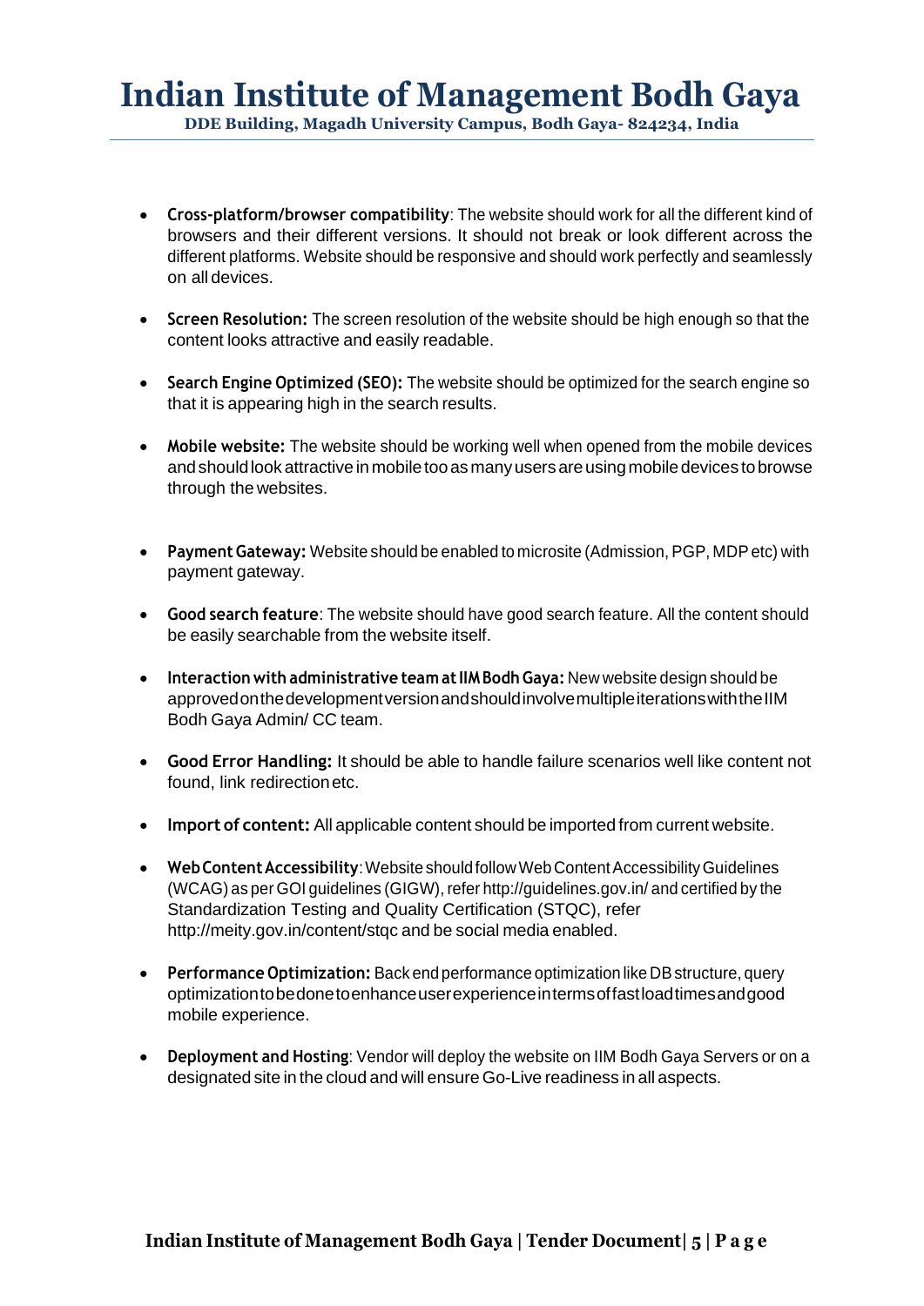- **Cross-platform/browser compatibility**: The website should work for all the different kind of browsers and their different versions. It should not break or look different across the different platforms. Website should be responsive and should work perfectly and seamlessly on all devices.

- **Screen Resolution:** The screen resolution of the website should be high enough so that the content looks attractive and easily readable.

- **Search Engine Optimized (SEO):** The website should be optimized for the search engine so that it is appearing high in the search results.

- **Mobile website:** The website should be working well when opened from the mobile devices and should look attractive in mobile too as many users are using mobile devices to browse through the websites.

- **Payment Gateway:** Website should be enabled to microsite (Admission, PGP, MDP etc) with payment gateway.

- **Good search feature**: The website should have good search feature. All the content should be easily searchable from the website itself.

- **Interaction with administrative team at IIM Bodh Gaya:** New website design should be approved on the development version and should involve multiple iterations with the IIM Bodh Gaya Admin/ CC team.

- **Good Error Handling:** It should be able to handle failure scenarios well like content not found, link redirection etc.

- **Import of content:** All applicable content should be imported from current website.

- **Web Content Accessibility**: Website should follow Web Content Accessibility Guidelines (WCAG) as per GOI guidelines (GIGW), refer http://guidelines.gov.in/ and certified by the Standardization Testing and Quality Certification (STQC), refer http://meity.gov.in/content/stqc and be social media enabled.

- **Performance Optimization:** Back end performance optimization like DB structure, query optimization to be done to enhance user experience in terms of fast load times and good mobile experience.

- **Deployment and Hosting**: Vendor will deploy the website on IIM Bodh Gaya Servers or on a designated site in the cloud and will ensure Go-Live readiness in all aspects.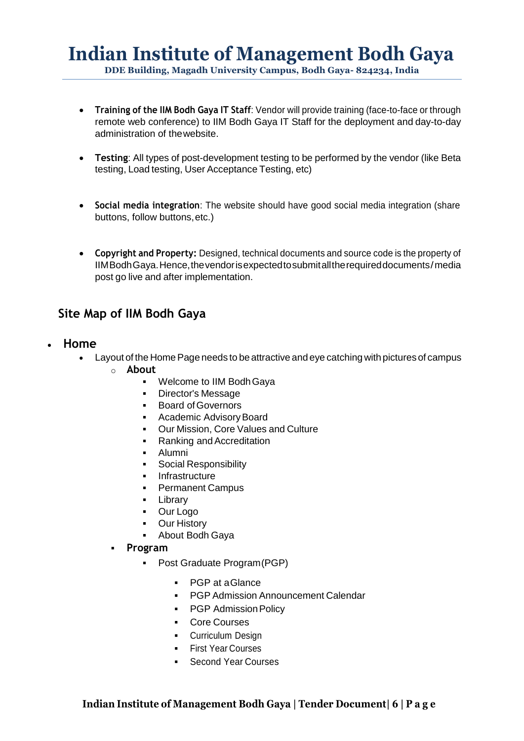- **Training of the IIM Bodh Gaya IT Staff**: Vendor will provide training (face-to-face or through remote web conference) to IIM Bodh Gaya IT Staff for the deployment and day-to-day administration of the website.

- **Testing**: All types of post-development testing to be performed by the vendor (like Beta testing, Load testing, User Acceptance Testing, etc)

- **Social media integration**: The website should have good social media integration (share buttons, follow buttons, etc.)

- **Copyright and Property:** Designed, technical documents and source code is the property of IIM Bodh Gaya. Hence, the vendor is expected to submit all the required documents/media post go live and after implementation.

## Site Map of IIM Bodh Gaya

- **Home**
  - Layout of the Home Page needs to be attractive and eye catching with pictures of campus
    - **About**
      - Welcome to IIM Bodh Gaya
      - Director's Message
      - Board of Governors
      - Academic Advisory Board
      - Our Mission, Core Values and Culture
      - Ranking and Accreditation
      - Alumni
      - Social Responsibility
      - Infrastructure
      - Permanent Campus
      - Library
      - Our Logo
      - Our History
      - About Bodh Gaya
    - **Program**
      - Post Graduate Program (PGP)
        - PGP at a Glance
        - PGP Admission Announcement Calendar
        - PGP Admission Policy
        - Core Courses
        - Curriculum Design
        - First Year Courses
        - Second Year Courses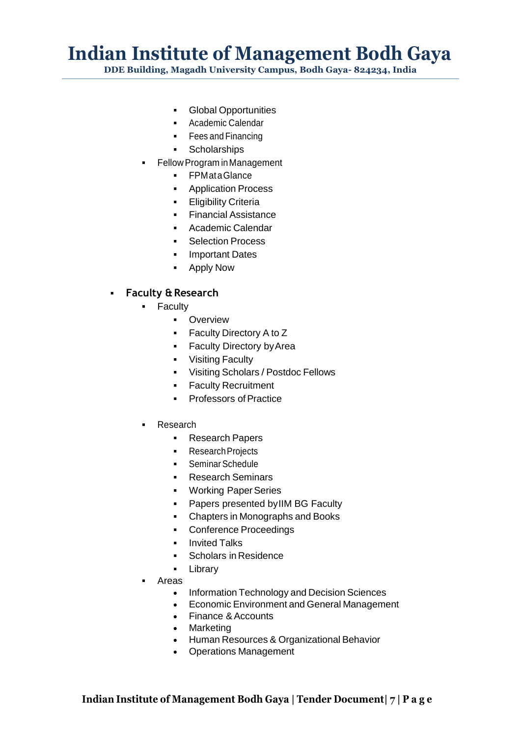- Global Opportunities
    - Academic Calendar
    - Fees and Financing
    - Scholarships
  - Fellow Program in Management
    - FPM at a Glance
    - Application Process
    - Eligibility Criteria
    - Financial Assistance
    - Academic Calendar
    - Selection Process
    - Important Dates
    - Apply Now

- **Faculty & Research**
  - Faculty
    - Overview
    - Faculty Directory A to Z
    - Faculty Directory by Area
    - Visiting Faculty
    - Visiting Scholars / Postdoc Fellows
    - Faculty Recruitment
    - Professors of Practice

  - Research
    - Research Papers
    - Research Projects
    - Seminar Schedule
    - Research Seminars
    - Working Paper Series
    - Papers presented by IIM BG Faculty
    - Chapters in Monographs and Books
    - Conference Proceedings
    - Invited Talks
    - Scholars in Residence
    - Library
  - Areas
    - Information Technology and Decision Sciences
    - Economic Environment and General Management
    - Finance & Accounts
    - Marketing
    - Human Resources & Organizational Behavior
    - Operations Management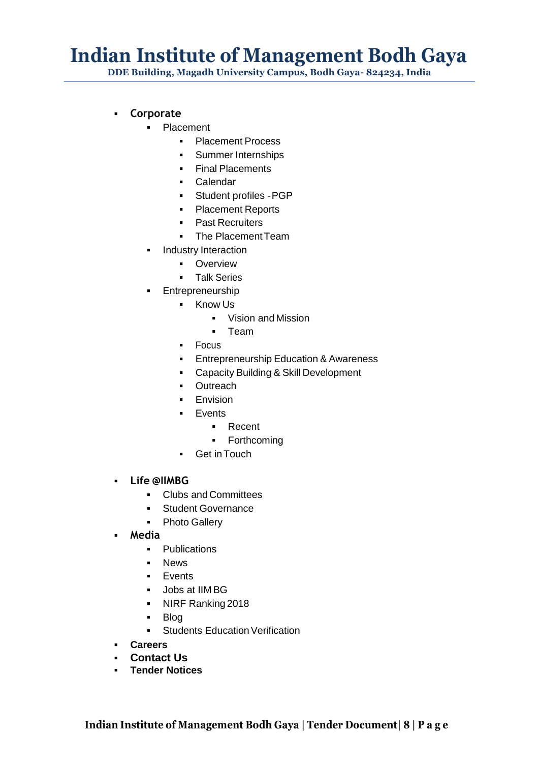- **Corporate**
  - Placement
    - Placement Process
    - Summer Internships
    - Final Placements
    - Calendar
    - Student profiles - PGP
    - Placement Reports
    - Past Recruiters
    - The Placement Team
  - Industry Interaction
    - Overview
    - Talk Series
  - Entrepreneurship
    - Know Us
      - Vision and Mission
      - Team
    - Focus
    - Entrepreneurship Education & Awareness
    - Capacity Building & Skill Development
    - Outreach
    - Envision
    - Events
      - Recent
      - Forthcoming
    - Get in Touch
- **Life @IIMBG**
  - Clubs and Committees
  - Student Governance
  - Photo Gallery
- **Media**
  - Publications
  - News
  - Events
  - Jobs at IIM BG
  - NIRF Ranking 2018
  - Blog
  - Students Education Verification
- **Careers**
- **Contact Us**
- **Tender Notices**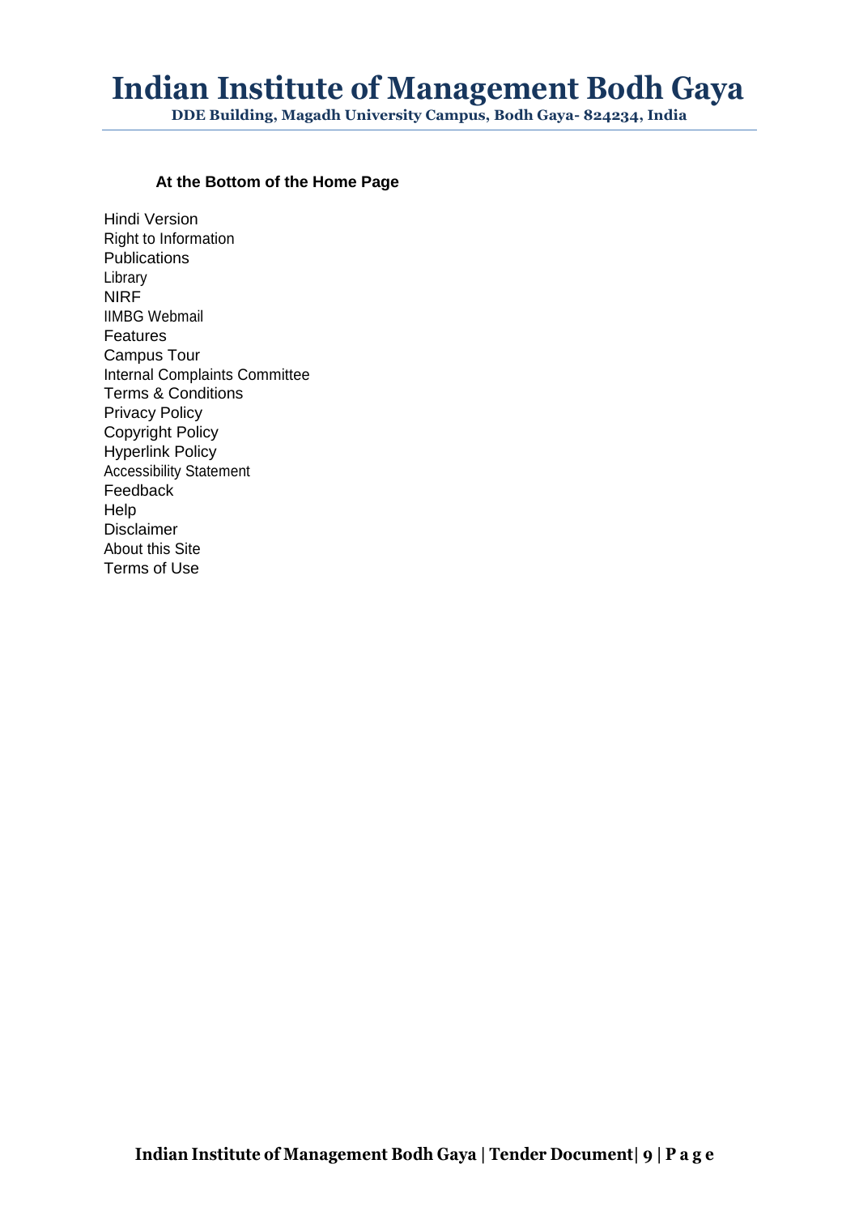**At the Bottom of the Home Page**

Hindi Version
Right to Information
Publications
Library
NIRF
IIMBG Webmail
Features
Campus Tour
Internal Complaints Committee
Terms & Conditions
Privacy Policy
Copyright Policy
Hyperlink Policy
Accessibility Statement
Feedback
Help
Disclaimer
About this Site
Terms of Use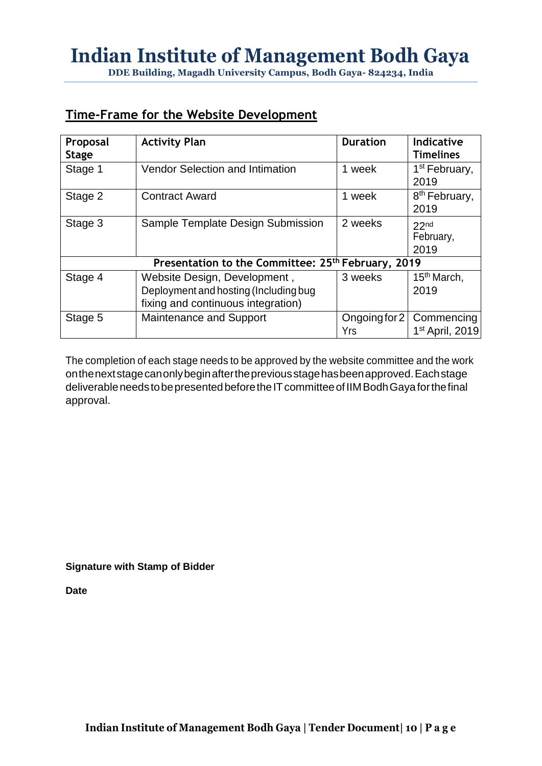## Time-Frame for the Website Development

| Proposal Stage | Activity Plan | Duration | Indicative Timelines |
|---|---|---|---|
| Stage 1 | Vendor Selection and Intimation | 1 week | 1st February, 2019 |
| Stage 2 | Contract Award | 1 week | 8th February, 2019 |
| Stage 3 | Sample Template Design Submission | 2 weeks | 22nd February, 2019 |
| **Presentation to the Committee: 25th February, 2019** | | | |
| Stage 4 | Website Design, Development , Deployment and hosting (Including bug fixing and continuous integration) | 3 weeks | 15th March, 2019 |
| Stage 5 | Maintenance and Support | Ongoing for 2 Yrs | Commencing 1st April, 2019 |

The completion of each stage needs to be approved by the website committee and the work on the next stage can only begin after the previous stage has been approved. Each stage deliverable needs to be presented before the IT committee of IIM Bodh Gaya for the final approval.

**Signature with Stamp of Bidder**

**Date**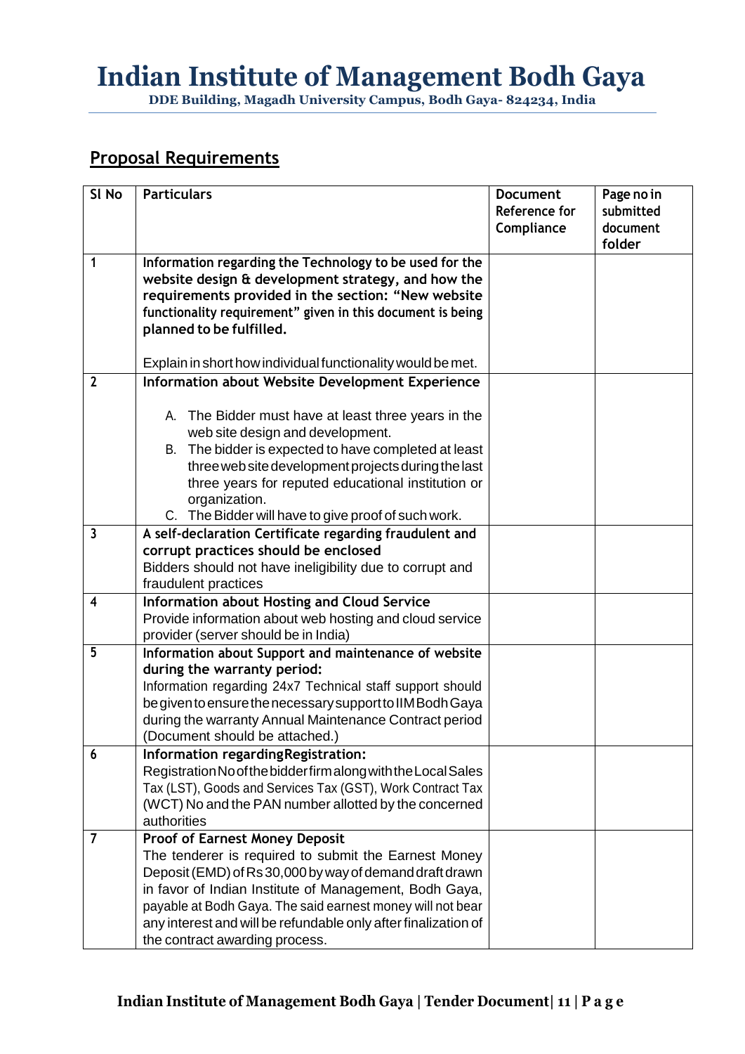## Proposal Requirements

| Sl No | Particulars | Document Reference for Compliance | Page no in submitted document folder |
|---|---|---|---|
| 1 | **Information regarding the Technology to be used for the website design & development strategy, and how the requirements provided in the section: "New website functionality requirement" given in this document is being planned to be fulfilled.**<br><br>Explain in short how individual functionality would be met. | | |
| 2 | **Information about Website Development Experience**<br><br>A. The Bidder must have at least three years in the web site design and development.<br>B. The bidder is expected to have completed at least three web site development projects during the last three years for reputed educational institution or organization.<br>C. The Bidder will have to give proof of such work. | | |
| 3 | **A self-declaration Certificate regarding fraudulent and corrupt practices should be enclosed**<br>Bidders should not have ineligibility due to corrupt and fraudulent practices | | |
| 4 | **Information about Hosting and Cloud Service**<br>Provide information about web hosting and cloud service provider (server should be in India) | | |
| 5 | **Information about Support and maintenance of website during the warranty period:**<br>Information regarding 24x7 Technical staff support should be given to ensure the necessary support to IIM Bodh Gaya during the warranty Annual Maintenance Contract period (Document should be attached.) | | |
| 6 | **Information regarding Registration:**<br>Registration No of the bidder firm along with the Local Sales Tax (LST), Goods and Services Tax (GST), Work Contract Tax (WCT) No and the PAN number allotted by the concerned authorities | | |
| 7 | **Proof of Earnest Money Deposit**<br>The tenderer is required to submit the Earnest Money Deposit (EMD) of Rs 30,000 by way of demand draft drawn in favor of Indian Institute of Management, Bodh Gaya, payable at Bodh Gaya. The said earnest money will not bear any interest and will be refundable only after finalization of the contract awarding process. | | |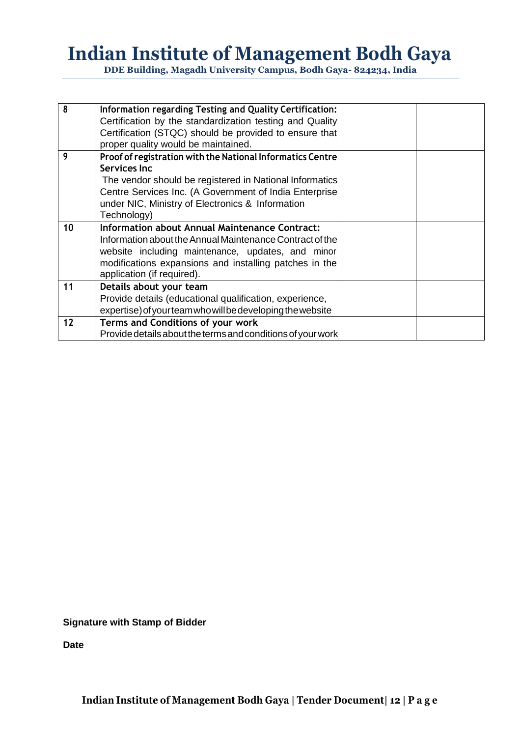| 8 | **Information regarding Testing and Quality Certification:** Certification by the standardization testing and Quality Certification (STQC) should be provided to ensure that proper quality would be maintained. | | |
|---|---|---|---|
| 9 | **Proof of registration with the National Informatics Centre Services Inc** The vendor should be registered in National Informatics Centre Services Inc. (A Government of India Enterprise under NIC, Ministry of Electronics & Information Technology) | | |
| 10 | **Information about Annual Maintenance Contract:** Information about the Annual Maintenance Contract of the website including maintenance, updates, and minor modifications expansions and installing patches in the application (if required). | | |
| 11 | **Details about your team** Provide details (educational qualification, experience, expertise) of your team who will be developing the website | | |
| 12 | **Terms and Conditions of your work** Provide details about the terms and conditions of your work | | |

**Signature with Stamp of Bidder**

**Date**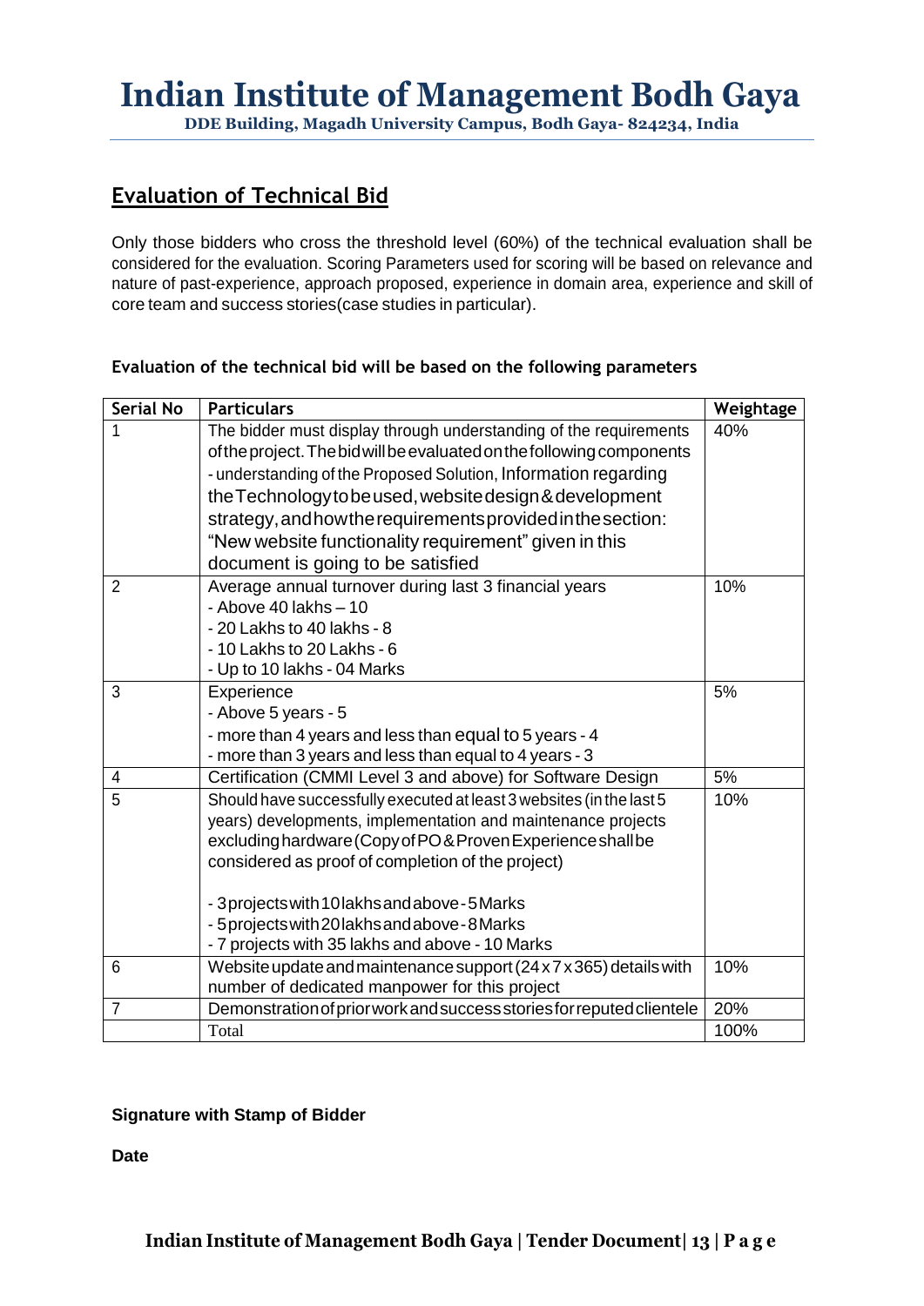## Evaluation of Technical Bid

Only those bidders who cross the threshold level (60%) of the technical evaluation shall be considered for the evaluation. Scoring Parameters used for scoring will be based on relevance and nature of past-experience, approach proposed, experience in domain area, experience and skill of core team and success stories(case studies in particular).

**Evaluation of the technical bid will be based on the following parameters**

| Serial No | Particulars | Weightage |
|---|---|---|
| 1 | The bidder must display through understanding of the requirements of the project. The bid will be evaluated on the following components - understanding of the Proposed Solution, Information regarding the Technology to be used, website design & development strategy, and how the requirements provided in the section: "New website functionality requirement" given in this document is going to be satisfied | 40% |
| 2 | Average annual turnover during last 3 financial years<br>- Above 40 lakhs – 10<br>- 20 Lakhs to 40 lakhs - 8<br>- 10 Lakhs to 20 Lakhs - 6<br>- Up to 10 lakhs - 04 Marks | 10% |
| 3 | Experience<br>- Above 5 years - 5<br>- more than 4 years and less than equal to 5 years - 4<br>- more than 3 years and less than equal to 4 years - 3 | 5% |
| 4 | Certification (CMMI Level 3 and above) for Software Design | 5% |
| 5 | Should have successfully executed at least 3 websites (in the last 5 years) developments, implementation and maintenance projects excluding hardware (Copy of PO & Proven Experience shall be considered as proof of completion of the project)<br><br>- 3 projects with 10 lakhs and above - 5 Marks<br>- 5 projects with 20 lakhs and above - 8 Marks<br>- 7 projects with 35 lakhs and above - 10 Marks | 10% |
| 6 | Website update and maintenance support (24 x 7 x 365) details with number of dedicated manpower for this project | 10% |
| 7 | Demonstration of prior work and success stories for reputed clientele | 20% |
| | Total | 100% |

**Signature with Stamp of Bidder**

**Date**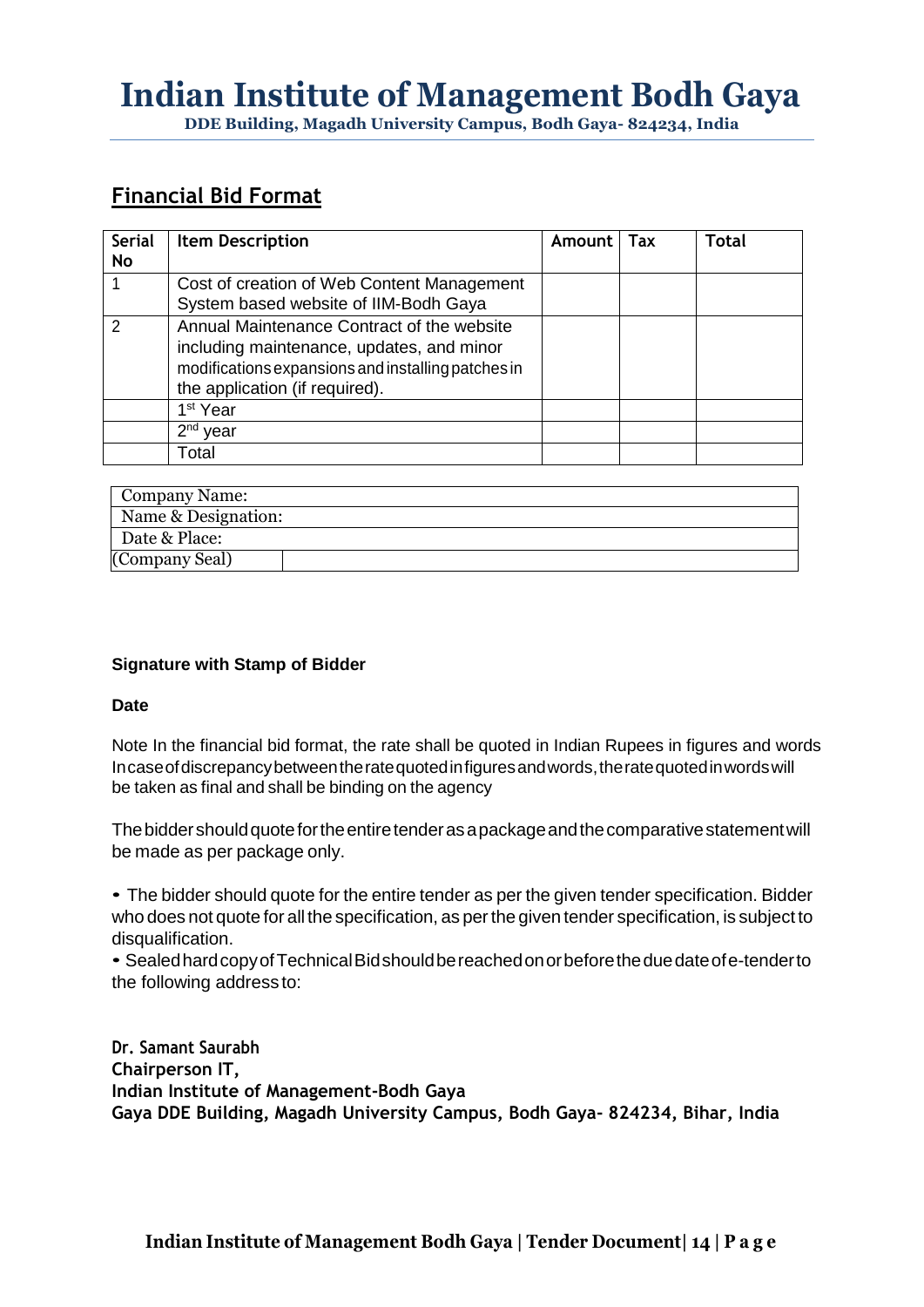## Financial Bid Format

| Serial No | Item Description | Amount | Tax | Total |
|---|---|---|---|---|
| 1 | Cost of creation of Web Content Management System based website of IIM-Bodh Gaya | | | |
| 2 | Annual Maintenance Contract of the website including maintenance, updates, and minor modifications expansions and installing patches in the application (if required). | | | |
| | 1st Year | | | |
| | 2nd year | | | |
| | Total | | | |

| Company Name: | |
|---|---|
| Name & Designation: | |
| Date & Place: | |
| (Company Seal) | |

**Signature with Stamp of Bidder**

**Date**

Note In the financial bid format, the rate shall be quoted in Indian Rupees in figures and words In case of discrepancy between the rate quoted in figures and words, the rate quoted in words will be taken as final and shall be binding on the agency

The bidder should quote for the entire tender as a package and the comparative statement will be made as per package only.

- The bidder should quote for the entire tender as per the given tender specification. Bidder who does not quote for all the specification, as per the given tender specification, is subject to disqualification.
- Sealed hard copy of Technical Bid should be reached on or before the due date of e-tender to the following address to:

**Dr. Samant Saurabh**
**Chairperson IT,**
**Indian Institute of Management-Bodh Gaya**
**Gaya DDE Building, Magadh University Campus, Bodh Gaya- 824234, Bihar, India**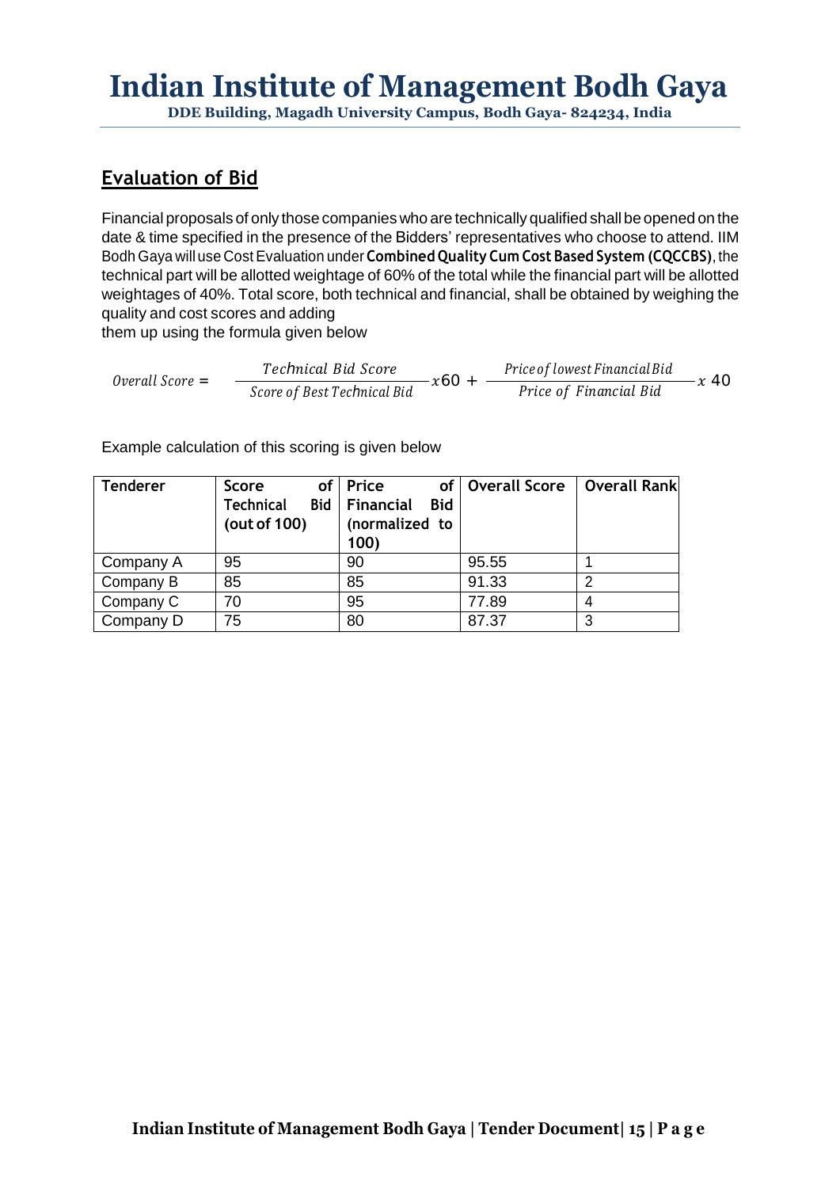## Evaluation of Bid

Financial proposals of only those companies who are technically qualified shall be opened on the date & time specified in the presence of the Bidders' representatives who choose to attend. IIM Bodh Gaya will use Cost Evaluation under **Combined Quality Cum Cost Based System (CQCCBS)**, the technical part will be allotted weightage of 60% of the total while the financial part will be allotted weightages of 40%. Total score, both technical and financial, shall be obtained by weighing the quality and cost scores and adding them up using the formula given below

$$Overall\ Score = \frac{Technical\ Bid\ Score}{Score\ of\ Best\ Technical\ Bid} x60 + \frac{Price\ of\ lowest\ Financial\ Bid}{Price\ of\ Financial\ Bid} x\ 40$$

Example calculation of this scoring is given below

| Tenderer | Score of Technical Bid (out of 100) | Price of Financial Bid (normalized to 100) | Overall Score | Overall Rank |
|---|---|---|---|---|
| Company A | 95 | 90 | 95.55 | 1 |
| Company B | 85 | 85 | 91.33 | 2 |
| Company C | 70 | 95 | 77.89 | 4 |
| Company D | 75 | 80 | 87.37 | 3 |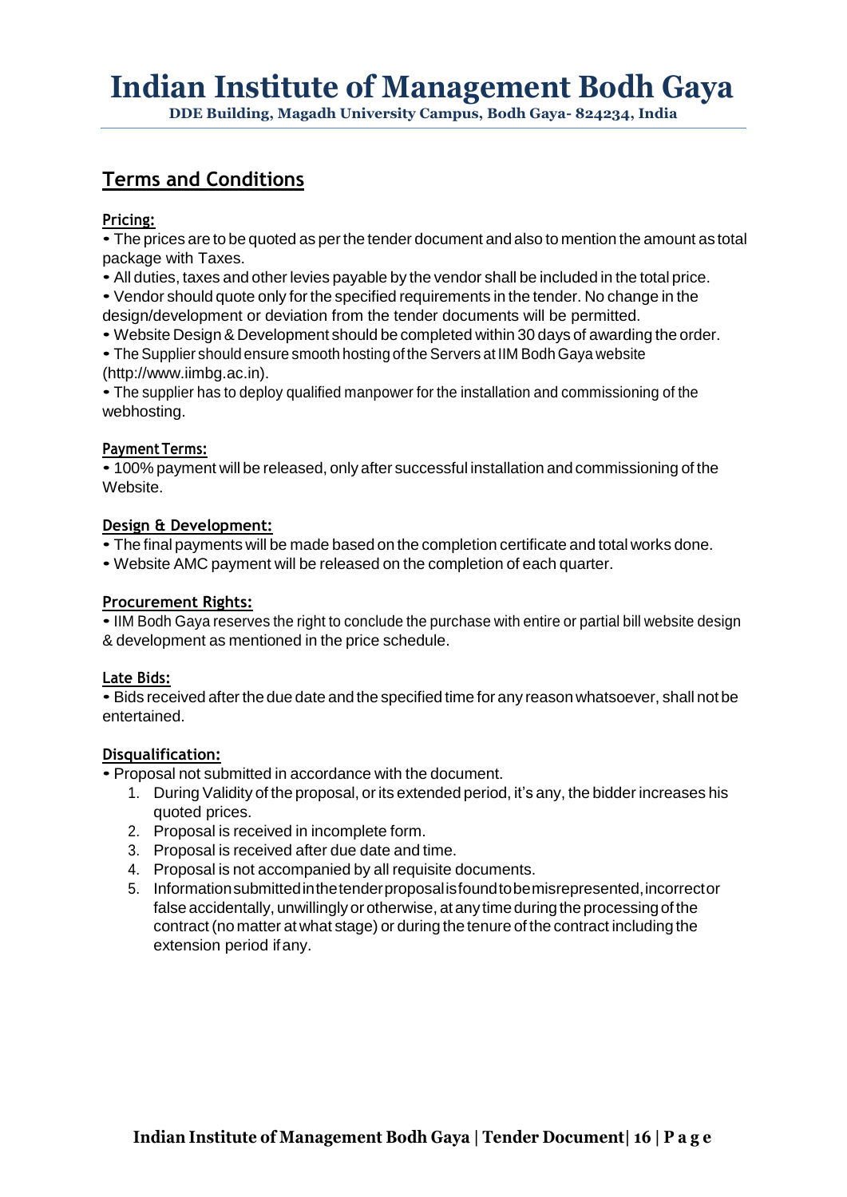## Terms and Conditions

**Pricing:**

- The prices are to be quoted as per the tender document and also to mention the amount as total package with Taxes.
- All duties, taxes and other levies payable by the vendor shall be included in the total price.
- Vendor should quote only for the specified requirements in the tender. No change in the design/development or deviation from the tender documents will be permitted.
- Website Design & Development should be completed within 30 days of awarding the order.
- The Supplier should ensure smooth hosting of the Servers at IIM Bodh Gaya website (http://www.iimbg.ac.in).
- The supplier has to deploy qualified manpower for the installation and commissioning of the webhosting.

**Payment Terms:**

- 100% payment will be released, only after successful installation and commissioning of the Website.

**Design & Development:**

- The final payments will be made based on the completion certificate and total works done.
- Website AMC payment will be released on the completion of each quarter.

**Procurement Rights:**

- IIM Bodh Gaya reserves the right to conclude the purchase with entire or partial bill website design & development as mentioned in the price schedule.

**Late Bids:**

- Bids received after the due date and the specified time for any reason whatsoever, shall not be entertained.

**Disqualification:**

- Proposal not submitted in accordance with the document.
  1. During Validity of the proposal, or its extended period, it's any, the bidder increases his quoted prices.
  2. Proposal is received in incomplete form.
  3. Proposal is received after due date and time.
  4. Proposal is not accompanied by all requisite documents.
  5. Information submitted in the tender proposal is found to be misrepresented, incorrect or false accidentally, unwillingly or otherwise, at any time during the processing of the contract (no matter at what stage) or during the tenure of the contract including the extension period if any.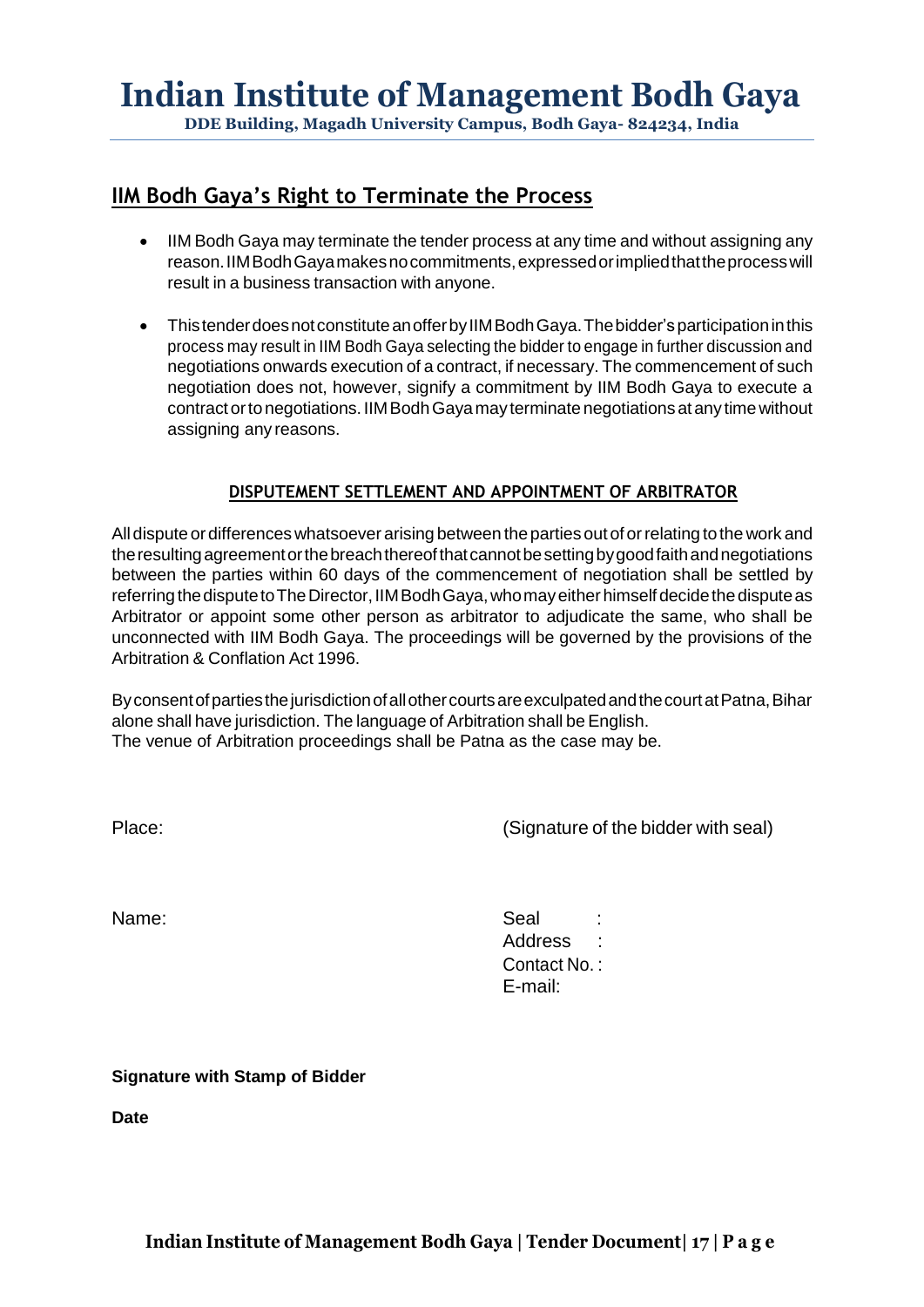## IIM Bodh Gaya's Right to Terminate the Process

- IIM Bodh Gaya may terminate the tender process at any time and without assigning any reason. IIM Bodh Gaya makes no commitments, expressed or implied that the process will result in a business transaction with anyone.

- This tender does not constitute an offer by IIM Bodh Gaya. The bidder's participation in this process may result in IIM Bodh Gaya selecting the bidder to engage in further discussion and negotiations onwards execution of a contract, if necessary. The commencement of such negotiation does not, however, signify a commitment by IIM Bodh Gaya to execute a contract or to negotiations. IIM Bodh Gaya may terminate negotiations at any time without assigning any reasons.

### DISPUTEMENT SETTLEMENT AND APPOINTMENT OF ARBITRATOR

All dispute or differences whatsoever arising between the parties out of or relating to the work and the resulting agreement or the breach thereof that cannot be setting by good faith and negotiations between the parties within 60 days of the commencement of negotiation shall be settled by referring the dispute to The Director, IIM Bodh Gaya, who may either himself decide the dispute as Arbitrator or appoint some other person as arbitrator to adjudicate the same, who shall be unconnected with IIM Bodh Gaya. The proceedings will be governed by the provisions of the Arbitration & Conflation Act 1996.

By consent of parties the jurisdiction of all other courts are exculpated and the court at Patna, Bihar alone shall have jurisdiction. The language of Arbitration shall be English.
The venue of Arbitration proceedings shall be Patna as the case may be.

Place: (Signature of the bidder with seal)

Name:

Seal :
Address :
Contact No. :
E-mail:

**Signature with Stamp of Bidder**

**Date**